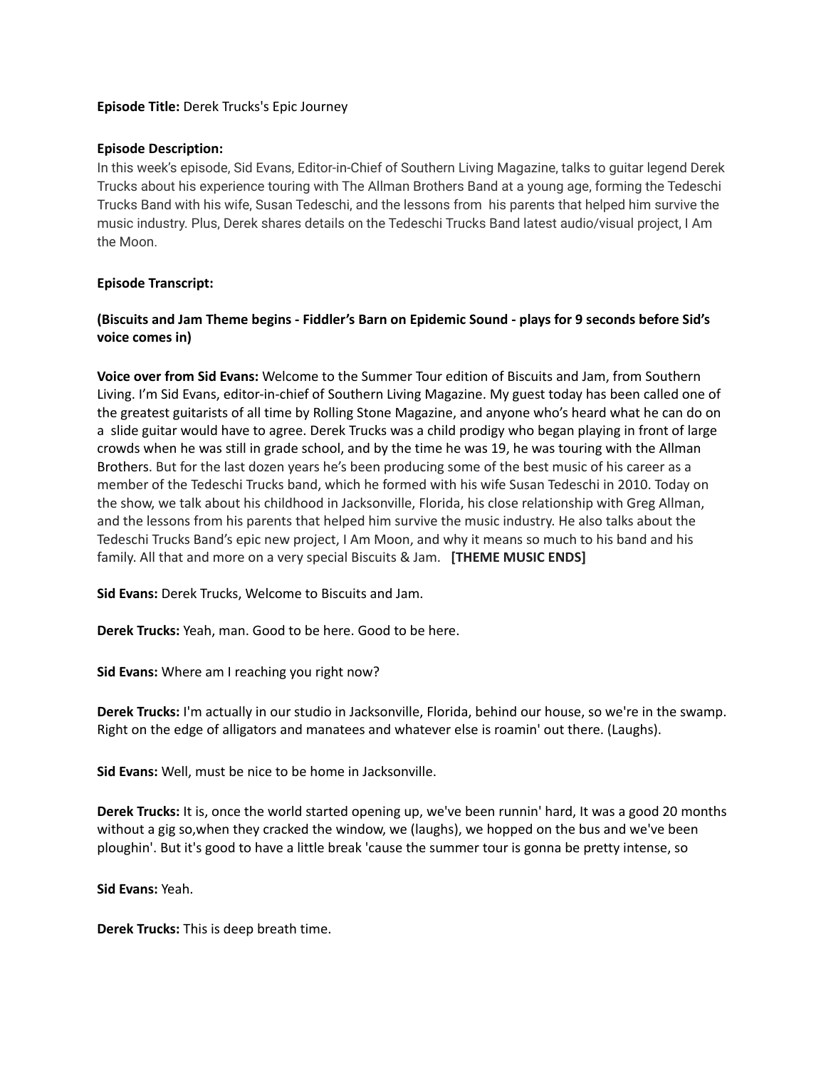**Episode Title:** Derek Trucks's Epic Journey

**Episode Description:**
In this week's episode, Sid Evans, Editor-in-Chief of Southern Living Magazine, talks to guitar legend Derek Trucks about his experience touring with The Allman Brothers Band at a young age, forming the Tedeschi Trucks Band with his wife, Susan Tedeschi, and the lessons from  his parents that helped him survive the music industry. Plus, Derek shares details on the Tedeschi Trucks Band latest audio/visual project, I Am the Moon.

**Episode Transcript:**

**(Biscuits and Jam Theme begins - Fiddler's Barn on Epidemic Sound - plays for 9 seconds before Sid's voice comes in)**

**Voice over from Sid Evans:** Welcome to the Summer Tour edition of Biscuits and Jam, from Southern Living. I'm Sid Evans, editor-in-chief of Southern Living Magazine. My guest today has been called one of the greatest guitarists of all time by Rolling Stone Magazine, and anyone who's heard what he can do on a  slide guitar would have to agree. Derek Trucks was a child prodigy who began playing in front of large crowds when he was still in grade school, and by the time he was 19, he was touring with the Allman Brothers. But for the last dozen years he's been producing some of the best music of his career as a member of the Tedeschi Trucks band, which he formed with his wife Susan Tedeschi in 2010. Today on the show, we talk about his childhood in Jacksonville, Florida, his close relationship with Greg Allman, and the lessons from his parents that helped him survive the music industry. He also talks about the Tedeschi Trucks Band's epic new project, I Am Moon, and why it means so much to his band and his family. All that and more on a very special Biscuits & Jam. **[THEME MUSIC ENDS]**

**Sid Evans:** Derek Trucks, Welcome to Biscuits and Jam.

**Derek Trucks:** Yeah, man. Good to be here. Good to be here.

**Sid Evans:** Where am I reaching you right now?

**Derek Trucks:** I'm actually in our studio in Jacksonville, Florida, behind our house, so we're in the swamp. Right on the edge of alligators and manatees and whatever else is roamin' out there. (Laughs).

**Sid Evans:** Well, must be nice to be home in Jacksonville.

**Derek Trucks:** It is, once the world started opening up, we've been runnin' hard, It was a good 20 months without a gig so,when they cracked the window, we (laughs), we hopped on the bus and we've been ploughin'. But it's good to have a little break 'cause the summer tour is gonna be pretty intense, so

**Sid Evans:** Yeah.

**Derek Trucks:** This is deep breath time.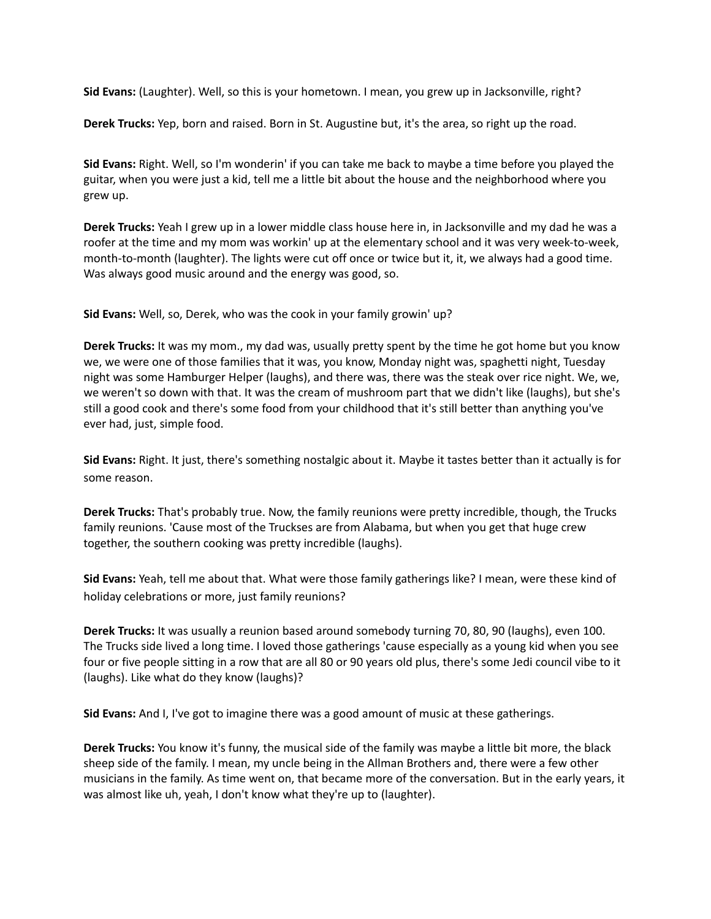**Sid Evans:** (Laughter). Well, so this is your hometown. I mean, you grew up in Jacksonville, right?

**Derek Trucks:** Yep, born and raised. Born in St. Augustine but, it's the area, so right up the road.

**Sid Evans:** Right. Well, so I'm wonderin' if you can take me back to maybe a time before you played the guitar, when you were just a kid, tell me a little bit about the house and the neighborhood where you grew up.

**Derek Trucks:** Yeah I grew up in a lower middle class house here in, in Jacksonville and my dad he was a roofer at the time and my mom was workin' up at the elementary school and it was very week-to-week, month-to-month (laughter). The lights were cut off once or twice but it, it, we always had a good time. Was always good music around and the energy was good, so.

**Sid Evans:** Well, so, Derek, who was the cook in your family growin' up?

**Derek Trucks:** It was my mom., my dad was, usually pretty spent by the time he got home but you know we, we were one of those families that it was, you know, Monday night was, spaghetti night, Tuesday night was some Hamburger Helper (laughs), and there was, there was the steak over rice night. We, we, we weren't so down with that. It was the cream of mushroom part that we didn't like (laughs), but she's still a good cook and there's some food from your childhood that it's still better than anything you've ever had, just, simple food.

**Sid Evans:** Right. It just, there's something nostalgic about it. Maybe it tastes better than it actually is for some reason.

**Derek Trucks:** That's probably true. Now, the family reunions were pretty incredible, though, the Trucks family reunions. 'Cause most of the Truckses are from Alabama, but when you get that huge crew together, the southern cooking was pretty incredible (laughs).

**Sid Evans:** Yeah, tell me about that. What were those family gatherings like? I mean, were these kind of holiday celebrations or more, just family reunions?

**Derek Trucks:** It was usually a reunion based around somebody turning 70, 80, 90 (laughs), even 100. The Trucks side lived a long time. I loved those gatherings 'cause especially as a young kid when you see four or five people sitting in a row that are all 80 or 90 years old plus, there's some Jedi council vibe to it (laughs). Like what do they know (laughs)?

**Sid Evans:** And I, I've got to imagine there was a good amount of music at these gatherings.

**Derek Trucks:** You know it's funny, the musical side of the family was maybe a little bit more, the black sheep side of the family. I mean, my uncle being in the Allman Brothers and, there were a few other musicians in the family. As time went on, that became more of the conversation. But in the early years, it was almost like uh, yeah, I don't know what they're up to (laughter).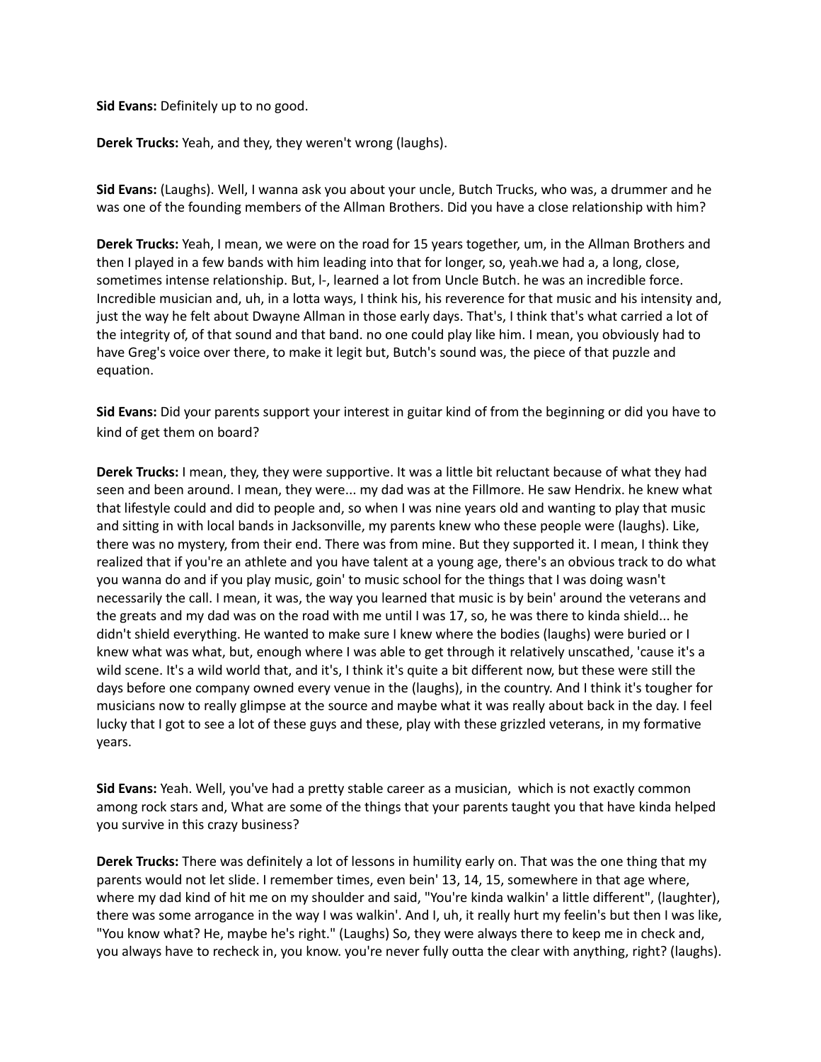**Sid Evans:** Definitely up to no good.

**Derek Trucks:** Yeah, and they, they weren't wrong (laughs).

**Sid Evans:** (Laughs). Well, I wanna ask you about your uncle, Butch Trucks, who was, a drummer and he was one of the founding members of the Allman Brothers. Did you have a close relationship with him?

**Derek Trucks:** Yeah, I mean, we were on the road for 15 years together, um, in the Allman Brothers and then I played in a few bands with him leading into that for longer, so, yeah.we had a, a long, close, sometimes intense relationship. But, l-, learned a lot from Uncle Butch. he was an incredible force. Incredible musician and, uh, in a lotta ways, I think his, his reverence for that music and his intensity and, just the way he felt about Dwayne Allman in those early days. That's, I think that's what carried a lot of the integrity of, of that sound and that band. no one could play like him. I mean, you obviously had to have Greg's voice over there, to make it legit but, Butch's sound was, the piece of that puzzle and equation.

**Sid Evans:** Did your parents support your interest in guitar kind of from the beginning or did you have to kind of get them on board?

**Derek Trucks:** I mean, they, they were supportive. It was a little bit reluctant because of what they had seen and been around. I mean, they were... my dad was at the Fillmore. He saw Hendrix. he knew what that lifestyle could and did to people and, so when I was nine years old and wanting to play that music and sitting in with local bands in Jacksonville, my parents knew who these people were (laughs). Like, there was no mystery, from their end. There was from mine. But they supported it. I mean, I think they realized that if you're an athlete and you have talent at a young age, there's an obvious track to do what you wanna do and if you play music, goin' to music school for the things that I was doing wasn't necessarily the call. I mean, it was, the way you learned that music is by bein' around the veterans and the greats and my dad was on the road with me until I was 17, so, he was there to kinda shield... he didn't shield everything. He wanted to make sure I knew where the bodies (laughs) were buried or I knew what was what, but, enough where I was able to get through it relatively unscathed, 'cause it's a wild scene. It's a wild world that, and it's, I think it's quite a bit different now, but these were still the days before one company owned every venue in the (laughs), in the country. And I think it's tougher for musicians now to really glimpse at the source and maybe what it was really about back in the day. I feel lucky that I got to see a lot of these guys and these, play with these grizzled veterans, in my formative years.

**Sid Evans:** Yeah. Well, you've had a pretty stable career as a musician, which is not exactly common among rock stars and, What are some of the things that your parents taught you that have kinda helped you survive in this crazy business?

**Derek Trucks:** There was definitely a lot of lessons in humility early on. That was the one thing that my parents would not let slide. I remember times, even bein' 13, 14, 15, somewhere in that age where, where my dad kind of hit me on my shoulder and said, "You're kinda walkin' a little different", (laughter), there was some arrogance in the way I was walkin'. And I, uh, it really hurt my feelin's but then I was like, "You know what? He, maybe he's right." (Laughs) So, they were always there to keep me in check and, you always have to recheck in, you know. you're never fully outta the clear with anything, right? (laughs).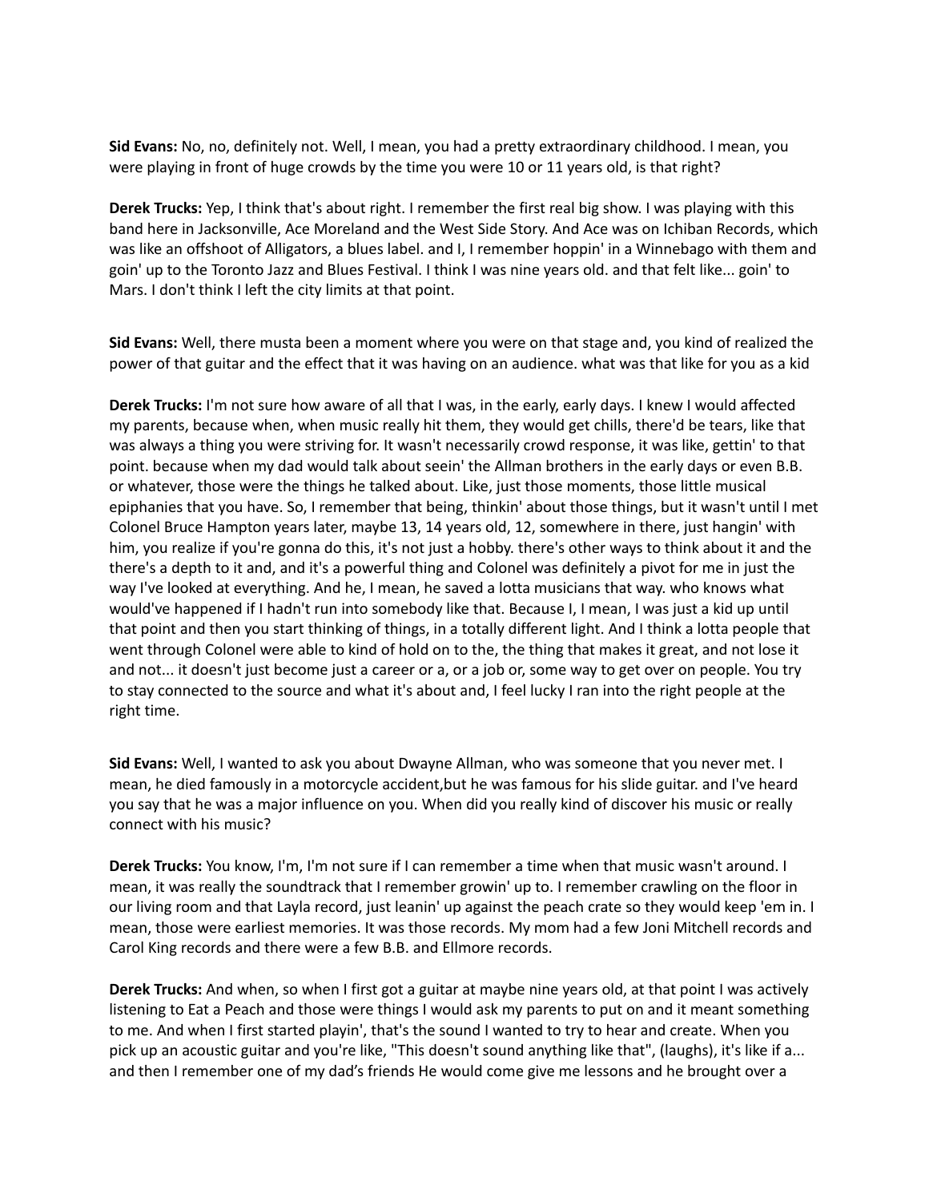**Sid Evans:** No, no, definitely not. Well, I mean, you had a pretty extraordinary childhood. I mean, you were playing in front of huge crowds by the time you were 10 or 11 years old, is that right?

**Derek Trucks:** Yep, I think that's about right. I remember the first real big show. I was playing with this band here in Jacksonville, Ace Moreland and the West Side Story. And Ace was on Ichiban Records, which was like an offshoot of Alligators, a blues label. and I, I remember hoppin' in a Winnebago with them and goin' up to the Toronto Jazz and Blues Festival. I think I was nine years old. and that felt like... goin' to Mars. I don't think I left the city limits at that point.

**Sid Evans:** Well, there musta been a moment where you were on that stage and, you kind of realized the power of that guitar and the effect that it was having on an audience. what was that like for you as a kid

**Derek Trucks:** I'm not sure how aware of all that I was, in the early, early days. I knew I would affected my parents, because when, when music really hit them, they would get chills, there'd be tears, like that was always a thing you were striving for. It wasn't necessarily crowd response, it was like, gettin' to that point. because when my dad would talk about seein' the Allman brothers in the early days or even B.B. or whatever, those were the things he talked about. Like, just those moments, those little musical epiphanies that you have. So, I remember that being, thinkin' about those things, but it wasn't until I met Colonel Bruce Hampton years later, maybe 13, 14 years old, 12, somewhere in there, just hangin' with him, you realize if you're gonna do this, it's not just a hobby. there's other ways to think about it and the there's a depth to it and, and it's a powerful thing and Colonel was definitely a pivot for me in just the way I've looked at everything. And he, I mean, he saved a lotta musicians that way. who knows what would've happened if I hadn't run into somebody like that. Because I, I mean, I was just a kid up until that point and then you start thinking of things, in a totally different light. And I think a lotta people that went through Colonel were able to kind of hold on to the, the thing that makes it great, and not lose it and not... it doesn't just become just a career or a, or a job or, some way to get over on people. You try to stay connected to the source and what it's about and, I feel lucky I ran into the right people at the right time.

**Sid Evans:** Well, I wanted to ask you about Dwayne Allman, who was someone that you never met. I mean, he died famously in a motorcycle accident,but he was famous for his slide guitar. and I've heard you say that he was a major influence on you. When did you really kind of discover his music or really connect with his music?

**Derek Trucks:** You know, I'm, I'm not sure if I can remember a time when that music wasn't around. I mean, it was really the soundtrack that I remember growin' up to. I remember crawling on the floor in our living room and that Layla record, just leanin' up against the peach crate so they would keep 'em in. I mean, those were earliest memories. It was those records. My mom had a few Joni Mitchell records and Carol King records and there were a few B.B. and Ellmore records.

**Derek Trucks:** And when, so when I first got a guitar at maybe nine years old, at that point I was actively listening to Eat a Peach and those were things I would ask my parents to put on and it meant something to me. And when I first started playin', that's the sound I wanted to try to hear and create. When you pick up an acoustic guitar and you're like, "This doesn't sound anything like that", (laughs), it's like if a... and then I remember one of my dad's friends He would come give me lessons and he brought over a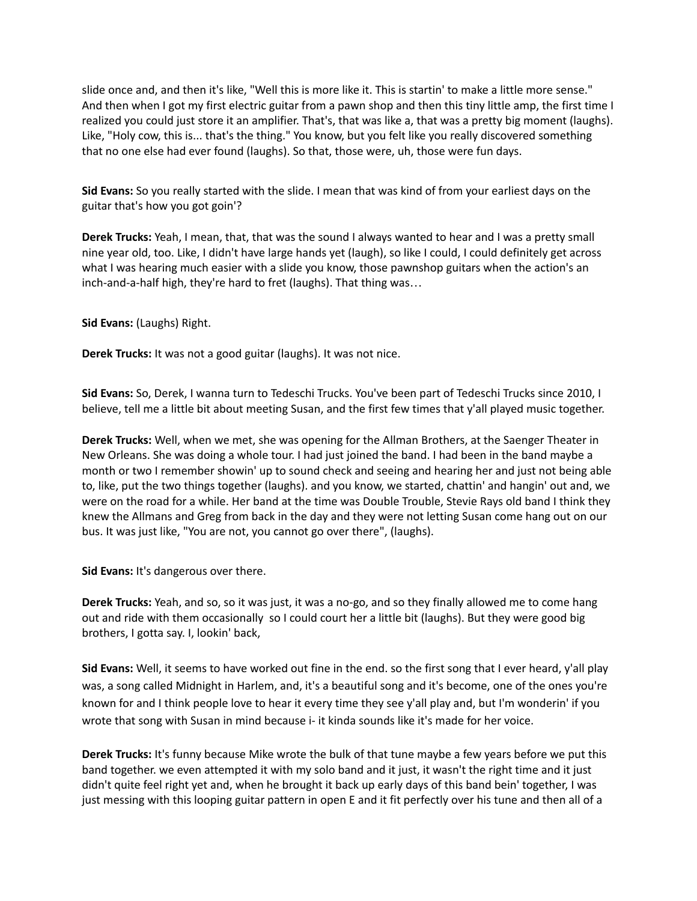slide once and, and then it's like, "Well this is more like it. This is startin' to make a little more sense." And then when I got my first electric guitar from a pawn shop and then this tiny little amp, the first time I realized you could just store it an amplifier. That's, that was like a, that was a pretty big moment (laughs). Like, "Holy cow, this is... that's the thing." You know, but you felt like you really discovered something that no one else had ever found (laughs). So that, those were, uh, those were fun days.

**Sid Evans:** So you really started with the slide. I mean that was kind of from your earliest days on the guitar that's how you got goin'?

**Derek Trucks:** Yeah, I mean, that, that was the sound I always wanted to hear and I was a pretty small nine year old, too. Like, I didn't have large hands yet (laugh), so like I could, I could definitely get across what I was hearing much easier with a slide you know, those pawnshop guitars when the action's an inch-and-a-half high, they're hard to fret (laughs). That thing was…

**Sid Evans:** (Laughs) Right.

**Derek Trucks:** It was not a good guitar (laughs). It was not nice.

**Sid Evans:** So, Derek, I wanna turn to Tedeschi Trucks. You've been part of Tedeschi Trucks since 2010, I believe, tell me a little bit about meeting Susan, and the first few times that y'all played music together.

**Derek Trucks:** Well, when we met, she was opening for the Allman Brothers, at the Saenger Theater in New Orleans. She was doing a whole tour. I had just joined the band. I had been in the band maybe a month or two I remember showin' up to sound check and seeing and hearing her and just not being able to, like, put the two things together (laughs). and you know, we started, chattin' and hangin' out and, we were on the road for a while. Her band at the time was Double Trouble, Stevie Rays old band I think they knew the Allmans and Greg from back in the day and they were not letting Susan come hang out on our bus. It was just like, "You are not, you cannot go over there", (laughs).

**Sid Evans:** It's dangerous over there.

**Derek Trucks:** Yeah, and so, so it was just, it was a no-go, and so they finally allowed me to come hang out and ride with them occasionally so I could court her a little bit (laughs). But they were good big brothers, I gotta say. I, lookin' back,

**Sid Evans:** Well, it seems to have worked out fine in the end. so the first song that I ever heard, y'all play was, a song called Midnight in Harlem, and, it's a beautiful song and it's become, one of the ones you're known for and I think people love to hear it every time they see y'all play and, but I'm wonderin' if you wrote that song with Susan in mind because i- it kinda sounds like it's made for her voice.

**Derek Trucks:** It's funny because Mike wrote the bulk of that tune maybe a few years before we put this band together. we even attempted it with my solo band and it just, it wasn't the right time and it just didn't quite feel right yet and, when he brought it back up early days of this band bein' together, I was just messing with this looping guitar pattern in open E and it fit perfectly over his tune and then all of a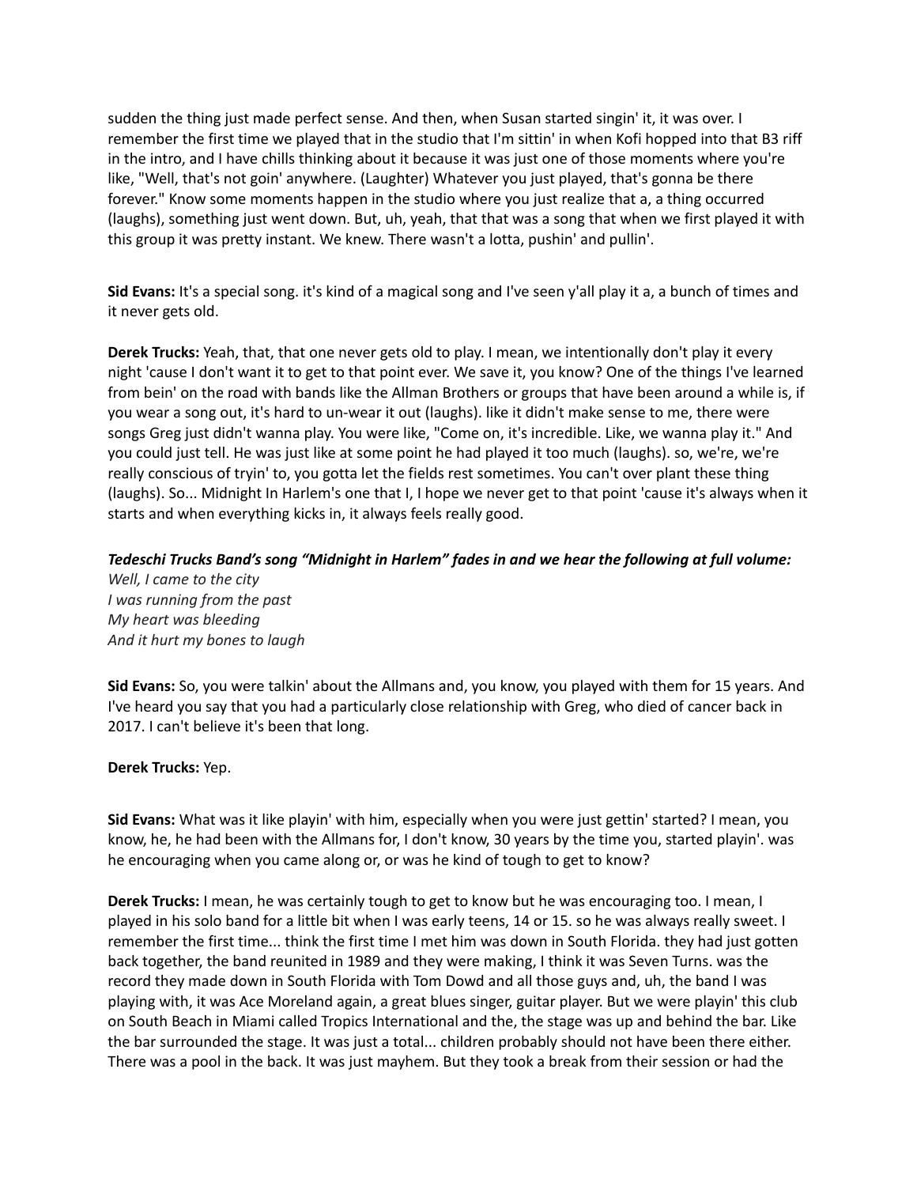sudden the thing just made perfect sense. And then, when Susan started singin' it, it was over. I remember the first time we played that in the studio that I'm sittin' in when Kofi hopped into that B3 riff in the intro, and I have chills thinking about it because it was just one of those moments where you're like, "Well, that's not goin' anywhere. (Laughter) Whatever you just played, that's gonna be there forever." Know some moments happen in the studio where you just realize that a, a thing occurred (laughs), something just went down. But, uh, yeah, that that was a song that when we first played it with this group it was pretty instant. We knew. There wasn't a lotta, pushin' and pullin'.

**Sid Evans:** It's a special song. it's kind of a magical song and I've seen y'all play it a, a bunch of times and it never gets old.

**Derek Trucks:** Yeah, that, that one never gets old to play. I mean, we intentionally don't play it every night 'cause I don't want it to get to that point ever. We save it, you know? One of the things I've learned from bein' on the road with bands like the Allman Brothers or groups that have been around a while is, if you wear a song out, it's hard to un-wear it out (laughs). like it didn't make sense to me, there were songs Greg just didn't wanna play. You were like, "Come on, it's incredible. Like, we wanna play it." And you could just tell. He was just like at some point he had played it too much (laughs). so, we're, we're really conscious of tryin' to, you gotta let the fields rest sometimes. You can't over plant these thing (laughs). So... Midnight In Harlem's one that I, I hope we never get to that point 'cause it's always when it starts and when everything kicks in, it always feels really good.

***Tedeschi Trucks Band's song "Midnight in Harlem" fades in and we hear the following at full volume:***
*Well, I came to the city*
*I was running from the past*
*My heart was bleeding*
*And it hurt my bones to laugh*

**Sid Evans:** So, you were talkin' about the Allmans and, you know, you played with them for 15 years. And I've heard you say that you had a particularly close relationship with Greg, who died of cancer back in 2017. I can't believe it's been that long.

**Derek Trucks:** Yep.

**Sid Evans:** What was it like playin' with him, especially when you were just gettin' started? I mean, you know, he, he had been with the Allmans for, I don't know, 30 years by the time you, started playin'. was he encouraging when you came along or, or was he kind of tough to get to know?

**Derek Trucks:** I mean, he was certainly tough to get to know but he was encouraging too. I mean, I played in his solo band for a little bit when I was early teens, 14 or 15. so he was always really sweet. I remember the first time... think the first time I met him was down in South Florida. they had just gotten back together, the band reunited in 1989 and they were making, I think it was Seven Turns. was the record they made down in South Florida with Tom Dowd and all those guys and, uh, the band I was playing with, it was Ace Moreland again, a great blues singer, guitar player. But we were playin' this club on South Beach in Miami called Tropics International and the, the stage was up and behind the bar. Like the bar surrounded the stage. It was just a total... children probably should not have been there either. There was a pool in the back. It was just mayhem. But they took a break from their session or had the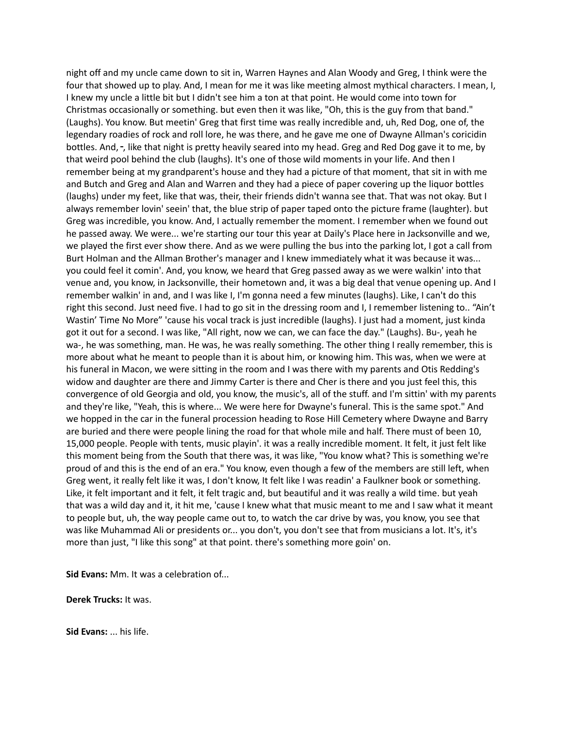night off and my uncle came down to sit in, Warren Haynes and Alan Woody and Greg, I think were the four that showed up to play. And, I mean for me it was like meeting almost mythical characters. I mean, I, I knew my uncle a little bit but I didn't see him a ton at that point. He would come into town for Christmas occasionally or something. but even then it was like, "Oh, this is the guy from that band." (Laughs). You know. But meetin' Greg that first time was really incredible and, uh, Red Dog, one of, the legendary roadies of rock and roll lore, he was there, and he gave me one of Dwayne Allman's coricidin bottles. And, -, like that night is pretty heavily seared into my head. Greg and Red Dog gave it to me, by that weird pool behind the club (laughs). It's one of those wild moments in your life. And then I remember being at my grandparent's house and they had a picture of that moment, that sit in with me and Butch and Greg and Alan and Warren and they had a piece of paper covering up the liquor bottles (laughs) under my feet, like that was, their, their friends didn't wanna see that. That was not okay. But I always remember lovin' seein' that, the blue strip of paper taped onto the picture frame (laughter). but Greg was incredible, you know. And, I actually remember the moment. I remember when we found out he passed away. We were... we're starting our tour this year at Daily's Place here in Jacksonville and we, we played the first ever show there. And as we were pulling the bus into the parking lot, I got a call from Burt Holman and the Allman Brother's manager and I knew immediately what it was because it was... you could feel it comin'. And, you know, we heard that Greg passed away as we were walkin' into that venue and, you know, in Jacksonville, their hometown and, it was a big deal that venue opening up. And I remember walkin' in and, and I was like I, I'm gonna need a few minutes (laughs). Like, I can't do this right this second. Just need five. I had to go sit in the dressing room and I, I remember listening to.. "Ain't Wastin' Time No More" 'cause his vocal track is just incredible (laughs). I just had a moment, just kinda got it out for a second. I was like, "All right, now we can, we can face the day." (Laughs). Bu-, yeah he wa-, he was something, man. He was, he was really something. The other thing I really remember, this is more about what he meant to people than it is about him, or knowing him. This was, when we were at his funeral in Macon, we were sitting in the room and I was there with my parents and Otis Redding's widow and daughter are there and Jimmy Carter is there and Cher is there and you just feel this, this convergence of old Georgia and old, you know, the music's, all of the stuff. and I'm sittin' with my parents and they're like, "Yeah, this is where... We were here for Dwayne's funeral. This is the same spot." And we hopped in the car in the funeral procession heading to Rose Hill Cemetery where Dwayne and Barry are buried and there were people lining the road for that whole mile and half. There must of been 10, 15,000 people. People with tents, music playin'. it was a really incredible moment. It felt, it just felt like this moment being from the South that there was, it was like, "You know what? This is something we're proud of and this is the end of an era." You know, even though a few of the members are still left, when Greg went, it really felt like it was, I don't know, It felt like I was readin' a Faulkner book or something. Like, it felt important and it felt, it felt tragic and, but beautiful and it was really a wild time. but yeah that was a wild day and it, it hit me, 'cause I knew what that music meant to me and I saw what it meant to people but, uh, the way people came out to, to watch the car drive by was, you know, you see that was like Muhammad Ali or presidents or... you don't, you don't see that from musicians a lot. It's, it's more than just, "I like this song" at that point. there's something more goin' on.

**Sid Evans:** Mm. It was a celebration of...

**Derek Trucks:** It was.

**Sid Evans:** ... his life.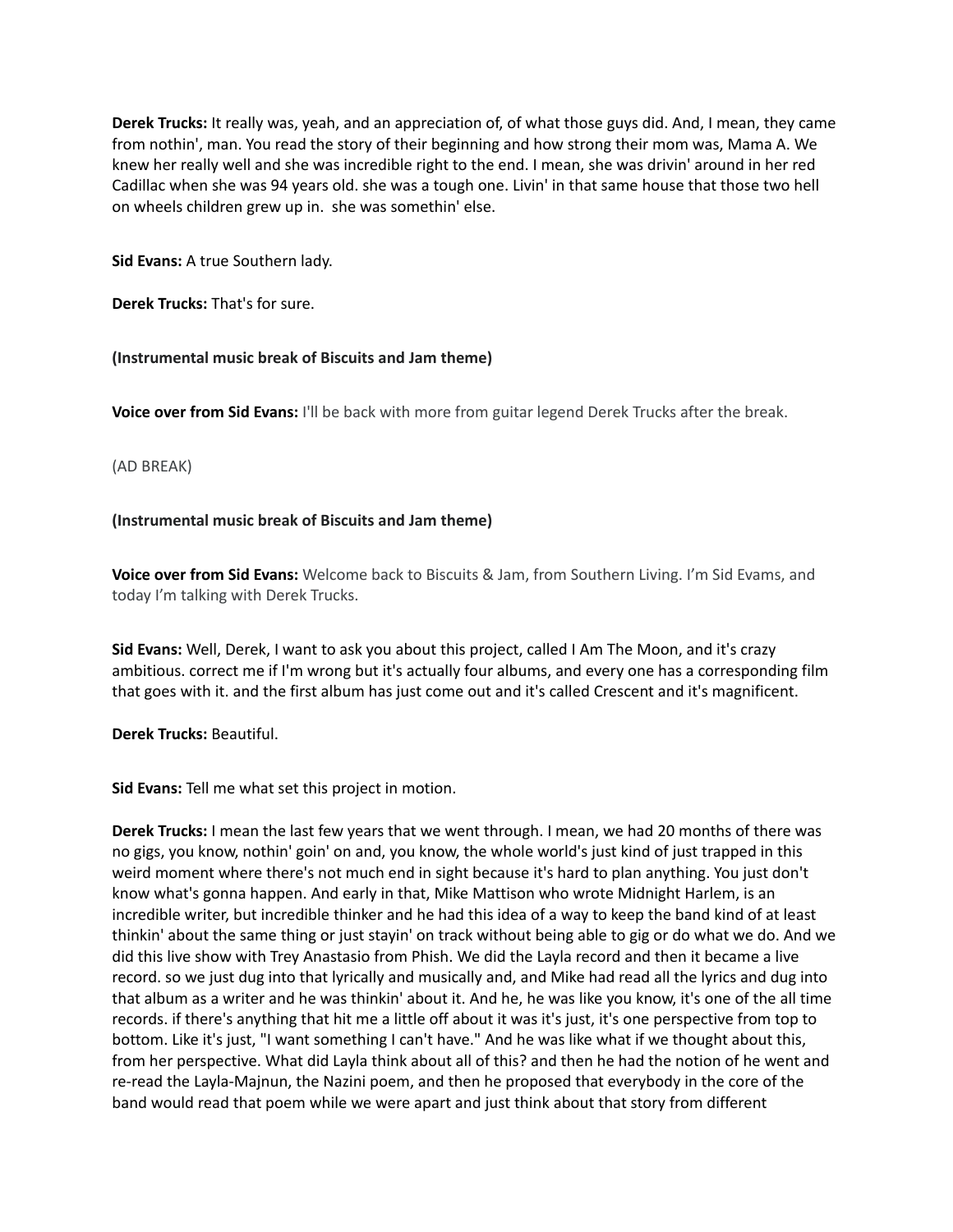**Derek Trucks:** It really was, yeah, and an appreciation of, of what those guys did. And, I mean, they came from nothin', man. You read the story of their beginning and how strong their mom was, Mama A. We knew her really well and she was incredible right to the end. I mean, she was drivin' around in her red Cadillac when she was 94 years old. she was a tough one. Livin' in that same house that those two hell on wheels children grew up in. she was somethin' else.

**Sid Evans:** A true Southern lady.

**Derek Trucks:** That's for sure.

**(Instrumental music break of Biscuits and Jam theme)**

**Voice over from Sid Evans:** I'll be back with more from guitar legend Derek Trucks after the break.

(AD BREAK)

**(Instrumental music break of Biscuits and Jam theme)**

**Voice over from Sid Evans:** Welcome back to Biscuits & Jam, from Southern Living. I'm Sid Evams, and today I'm talking with Derek Trucks.

**Sid Evans:** Well, Derek, I want to ask you about this project, called I Am The Moon, and it's crazy ambitious. correct me if I'm wrong but it's actually four albums, and every one has a corresponding film that goes with it. and the first album has just come out and it's called Crescent and it's magnificent.

**Derek Trucks:** Beautiful.

**Sid Evans:** Tell me what set this project in motion.

**Derek Trucks:** I mean the last few years that we went through. I mean, we had 20 months of there was no gigs, you know, nothin' goin' on and, you know, the whole world's just kind of just trapped in this weird moment where there's not much end in sight because it's hard to plan anything. You just don't know what's gonna happen. And early in that, Mike Mattison who wrote Midnight Harlem, is an incredible writer, but incredible thinker and he had this idea of a way to keep the band kind of at least thinkin' about the same thing or just stayin' on track without being able to gig or do what we do. And we did this live show with Trey Anastasio from Phish. We did the Layla record and then it became a live record. so we just dug into that lyrically and musically and, and Mike had read all the lyrics and dug into that album as a writer and he was thinkin' about it. And he, he was like you know, it's one of the all time records. if there's anything that hit me a little off about it was it's just, it's one perspective from top to bottom. Like it's just, "I want something I can't have." And he was like what if we thought about this, from her perspective. What did Layla think about all of this? and then he had the notion of he went and re-read the Layla-Majnun, the Nazini poem, and then he proposed that everybody in the core of the band would read that poem while we were apart and just think about that story from different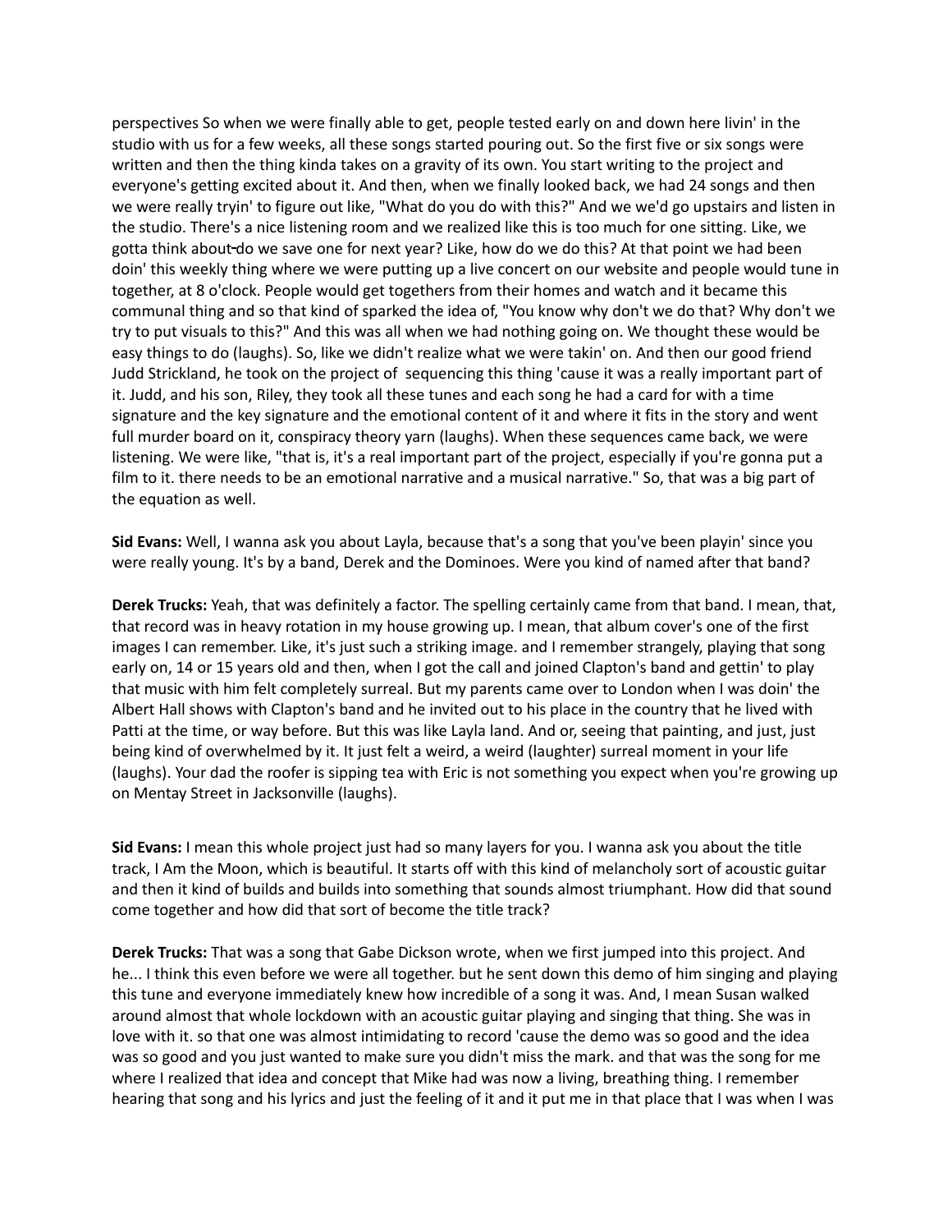perspectives So when we were finally able to get, people tested early on and down here livin' in the studio with us for a few weeks, all these songs started pouring out. So the first five or six songs were written and then the thing kinda takes on a gravity of its own. You start writing to the project and everyone's getting excited about it. And then, when we finally looked back, we had 24 songs and then we were really tryin' to figure out like, "What do you do with this?" And we we'd go upstairs and listen in the studio. There's a nice listening room and we realized like this is too much for one sitting. Like, we gotta think about-do we save one for next year? Like, how do we do this? At that point we had been doin' this weekly thing where we were putting up a live concert on our website and people would tune in together, at 8 o'clock. People would get togethers from their homes and watch and it became this communal thing and so that kind of sparked the idea of, "You know why don't we do that? Why don't we try to put visuals to this?" And this was all when we had nothing going on. We thought these would be easy things to do (laughs). So, like we didn't realize what we were takin' on. And then our good friend Judd Strickland, he took on the project of sequencing this thing 'cause it was a really important part of it. Judd, and his son, Riley, they took all these tunes and each song he had a card for with a time signature and the key signature and the emotional content of it and where it fits in the story and went full murder board on it, conspiracy theory yarn (laughs). When these sequences came back, we were listening. We were like, "that is, it's a real important part of the project, especially if you're gonna put a film to it. there needs to be an emotional narrative and a musical narrative." So, that was a big part of the equation as well.

**Sid Evans:** Well, I wanna ask you about Layla, because that's a song that you've been playin' since you were really young. It's by a band, Derek and the Dominoes. Were you kind of named after that band?

**Derek Trucks:** Yeah, that was definitely a factor. The spelling certainly came from that band. I mean, that, that record was in heavy rotation in my house growing up. I mean, that album cover's one of the first images I can remember. Like, it's just such a striking image. and I remember strangely, playing that song early on, 14 or 15 years old and then, when I got the call and joined Clapton's band and gettin' to play that music with him felt completely surreal. But my parents came over to London when I was doin' the Albert Hall shows with Clapton's band and he invited out to his place in the country that he lived with Patti at the time, or way before. But this was like Layla land. And or, seeing that painting, and just, just being kind of overwhelmed by it. It just felt a weird, a weird (laughter) surreal moment in your life (laughs). Your dad the roofer is sipping tea with Eric is not something you expect when you're growing up on Mentay Street in Jacksonville (laughs).

**Sid Evans:** I mean this whole project just had so many layers for you. I wanna ask you about the title track, I Am the Moon, which is beautiful. It starts off with this kind of melancholy sort of acoustic guitar and then it kind of builds and builds into something that sounds almost triumphant. How did that sound come together and how did that sort of become the title track?

**Derek Trucks:** That was a song that Gabe Dickson wrote, when we first jumped into this project. And he... I think this even before we were all together. but he sent down this demo of him singing and playing this tune and everyone immediately knew how incredible of a song it was. And, I mean Susan walked around almost that whole lockdown with an acoustic guitar playing and singing that thing. She was in love with it. so that one was almost intimidating to record 'cause the demo was so good and the idea was so good and you just wanted to make sure you didn't miss the mark. and that was the song for me where I realized that idea and concept that Mike had was now a living, breathing thing. I remember hearing that song and his lyrics and just the feeling of it and it put me in that place that I was when I was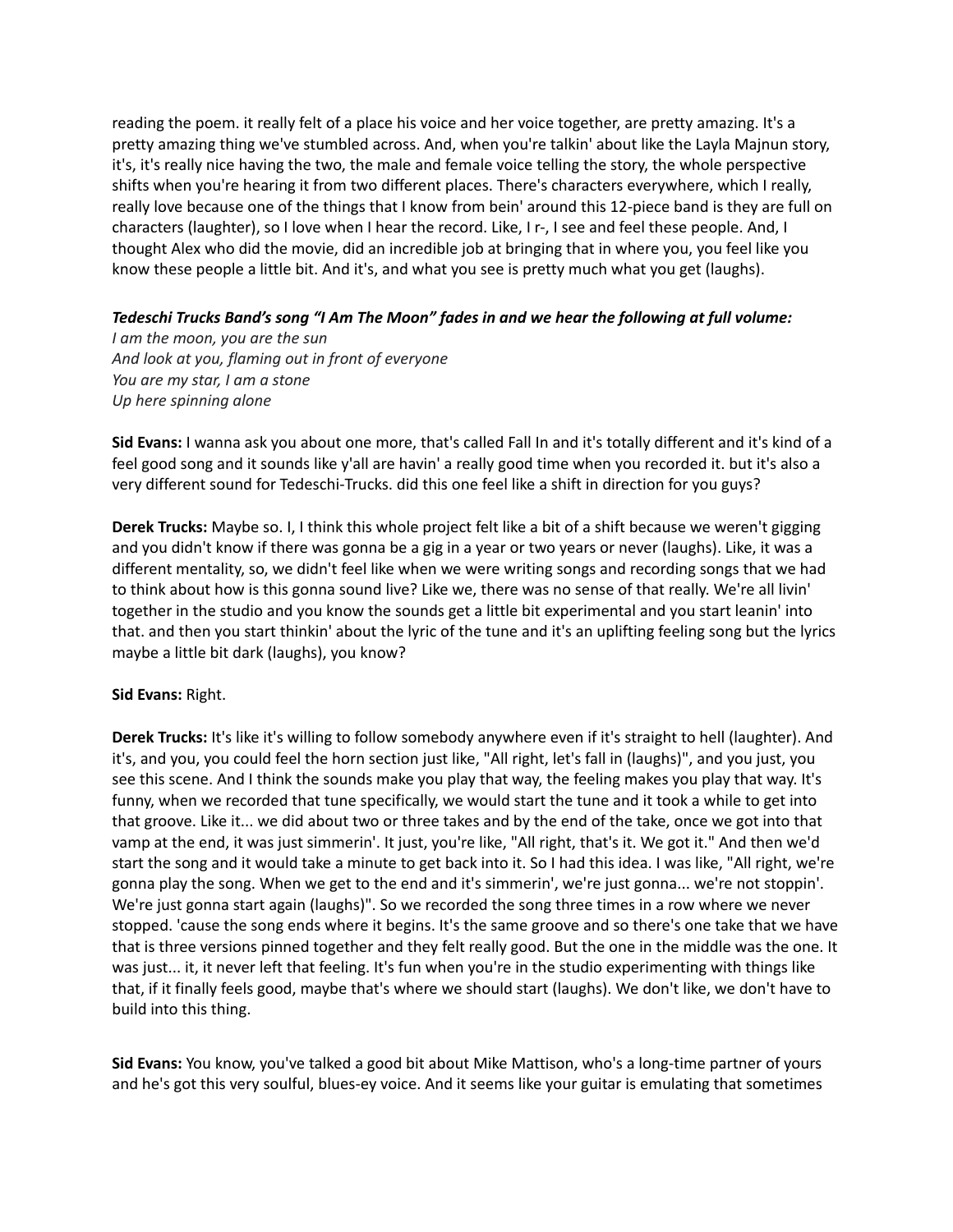reading the poem. it really felt of a place his voice and her voice together, are pretty amazing. It's a pretty amazing thing we've stumbled across. And, when you're talkin' about like the Layla Majnun story, it's, it's really nice having the two, the male and female voice telling the story, the whole perspective shifts when you're hearing it from two different places. There's characters everywhere, which I really, really love because one of the things that I know from bein' around this 12-piece band is they are full on characters (laughter), so I love when I hear the record. Like, I r-, I see and feel these people. And, I thought Alex who did the movie, did an incredible job at bringing that in where you, you feel like you know these people a little bit. And it's, and what you see is pretty much what you get (laughs).

***Tedeschi Trucks Band's song "I Am The Moon" fades in and we hear the following at full volume:***

*I am the moon, you are the sun*
*And look at you, flaming out in front of everyone*
*You are my star, I am a stone*
*Up here spinning alone*

**Sid Evans:** I wanna ask you about one more, that's called Fall In and it's totally different and it's kind of a feel good song and it sounds like y'all are havin' a really good time when you recorded it. but it's also a very different sound for Tedeschi-Trucks. did this one feel like a shift in direction for you guys?

**Derek Trucks:** Maybe so. I, I think this whole project felt like a bit of a shift because we weren't gigging and you didn't know if there was gonna be a gig in a year or two years or never (laughs). Like, it was a different mentality, so, we didn't feel like when we were writing songs and recording songs that we had to think about how is this gonna sound live? Like we, there was no sense of that really. We're all livin' together in the studio and you know the sounds get a little bit experimental and you start leanin' into that. and then you start thinkin' about the lyric of the tune and it's an uplifting feeling song but the lyrics maybe a little bit dark (laughs), you know?

**Sid Evans:** Right.

**Derek Trucks:** It's like it's willing to follow somebody anywhere even if it's straight to hell (laughter). And it's, and you, you could feel the horn section just like, "All right, let's fall in (laughs)", and you just, you see this scene. And I think the sounds make you play that way, the feeling makes you play that way. It's funny, when we recorded that tune specifically, we would start the tune and it took a while to get into that groove. Like it... we did about two or three takes and by the end of the take, once we got into that vamp at the end, it was just simmerin'. It just, you're like, "All right, that's it. We got it." And then we'd start the song and it would take a minute to get back into it. So I had this idea. I was like, "All right, we're gonna play the song. When we get to the end and it's simmerin', we're just gonna... we're not stoppin'. We're just gonna start again (laughs)". So we recorded the song three times in a row where we never stopped. 'cause the song ends where it begins. It's the same groove and so there's one take that we have that is three versions pinned together and they felt really good. But the one in the middle was the one. It was just... it, it never left that feeling. It's fun when you're in the studio experimenting with things like that, if it finally feels good, maybe that's where we should start (laughs). We don't like, we don't have to build into this thing.

**Sid Evans:** You know, you've talked a good bit about Mike Mattison, who's a long-time partner of yours and he's got this very soulful, blues-ey voice. And it seems like your guitar is emulating that sometimes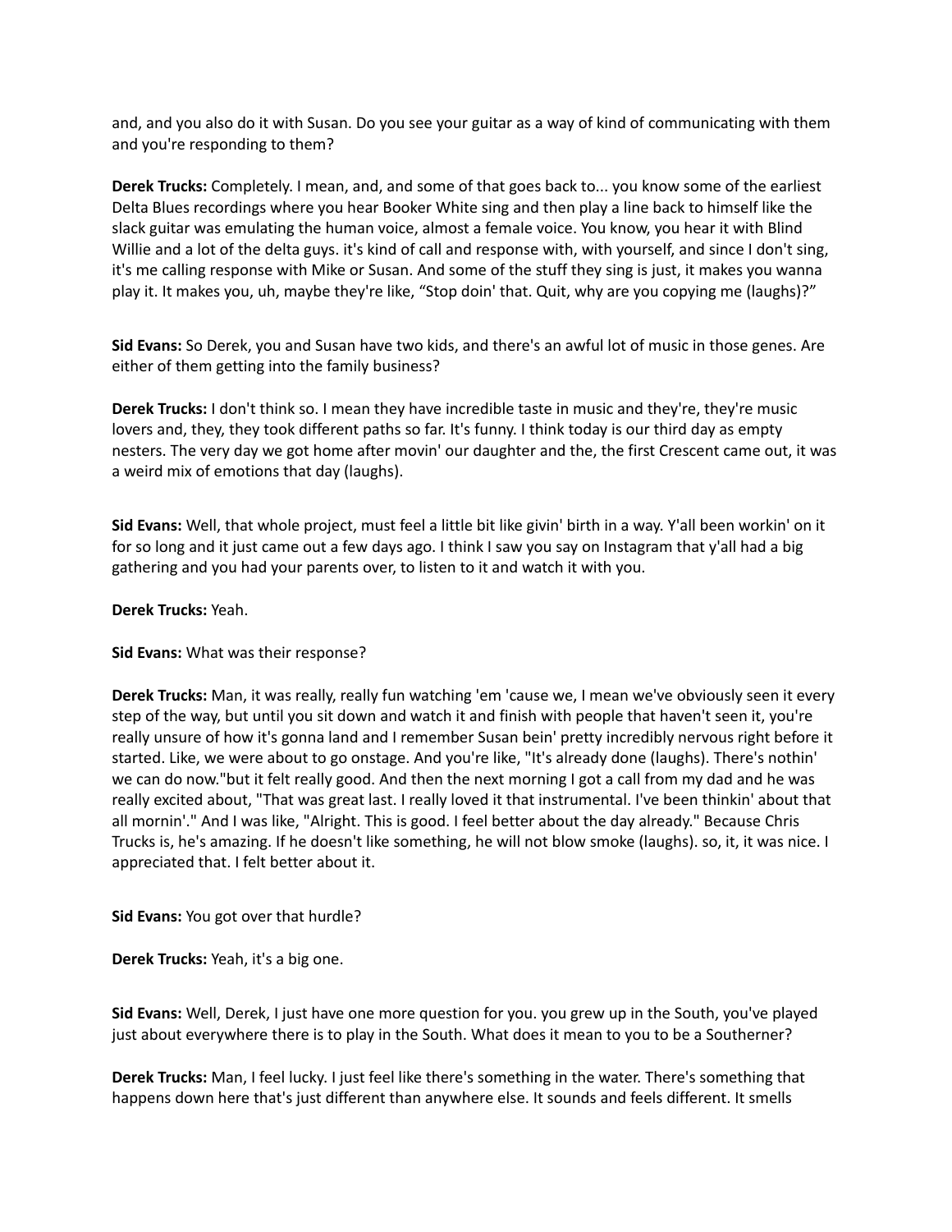and, and you also do it with Susan. Do you see your guitar as a way of kind of communicating with them and you're responding to them?

**Derek Trucks:** Completely. I mean, and, and some of that goes back to... you know some of the earliest Delta Blues recordings where you hear Booker White sing and then play a line back to himself like the slack guitar was emulating the human voice, almost a female voice. You know, you hear it with Blind Willie and a lot of the delta guys. it's kind of call and response with, with yourself, and since I don't sing, it's me calling response with Mike or Susan. And some of the stuff they sing is just, it makes you wanna play it. It makes you, uh, maybe they're like, “Stop doin' that. Quit, why are you copying me (laughs)?”

**Sid Evans:** So Derek, you and Susan have two kids, and there's an awful lot of music in those genes. Are either of them getting into the family business?

**Derek Trucks:** I don't think so. I mean they have incredible taste in music and they're, they're music lovers and, they, they took different paths so far. It's funny. I think today is our third day as empty nesters. The very day we got home after movin' our daughter and the, the first Crescent came out, it was a weird mix of emotions that day (laughs).

**Sid Evans:** Well, that whole project, must feel a little bit like givin' birth in a way. Y'all been workin' on it for so long and it just came out a few days ago. I think I saw you say on Instagram that y'all had a big gathering and you had your parents over, to listen to it and watch it with you.

**Derek Trucks:** Yeah.

**Sid Evans:** What was their response?

**Derek Trucks:** Man, it was really, really fun watching 'em 'cause we, I mean we've obviously seen it every step of the way, but until you sit down and watch it and finish with people that haven't seen it, you're really unsure of how it's gonna land and I remember Susan bein' pretty incredibly nervous right before it started. Like, we were about to go onstage. And you're like, "It's already done (laughs). There's nothin' we can do now."but it felt really good. And then the next morning I got a call from my dad and he was really excited about, "That was great last. I really loved it that instrumental. I've been thinkin' about that all mornin'." And I was like, "Alright. This is good. I feel better about the day already." Because Chris Trucks is, he's amazing. If he doesn't like something, he will not blow smoke (laughs). so, it, it was nice. I appreciated that. I felt better about it.

**Sid Evans:** You got over that hurdle?

**Derek Trucks:** Yeah, it's a big one.

**Sid Evans:** Well, Derek, I just have one more question for you. you grew up in the South, you've played just about everywhere there is to play in the South. What does it mean to you to be a Southerner?

**Derek Trucks:** Man, I feel lucky. I just feel like there's something in the water. There's something that happens down here that's just different than anywhere else. It sounds and feels different. It smells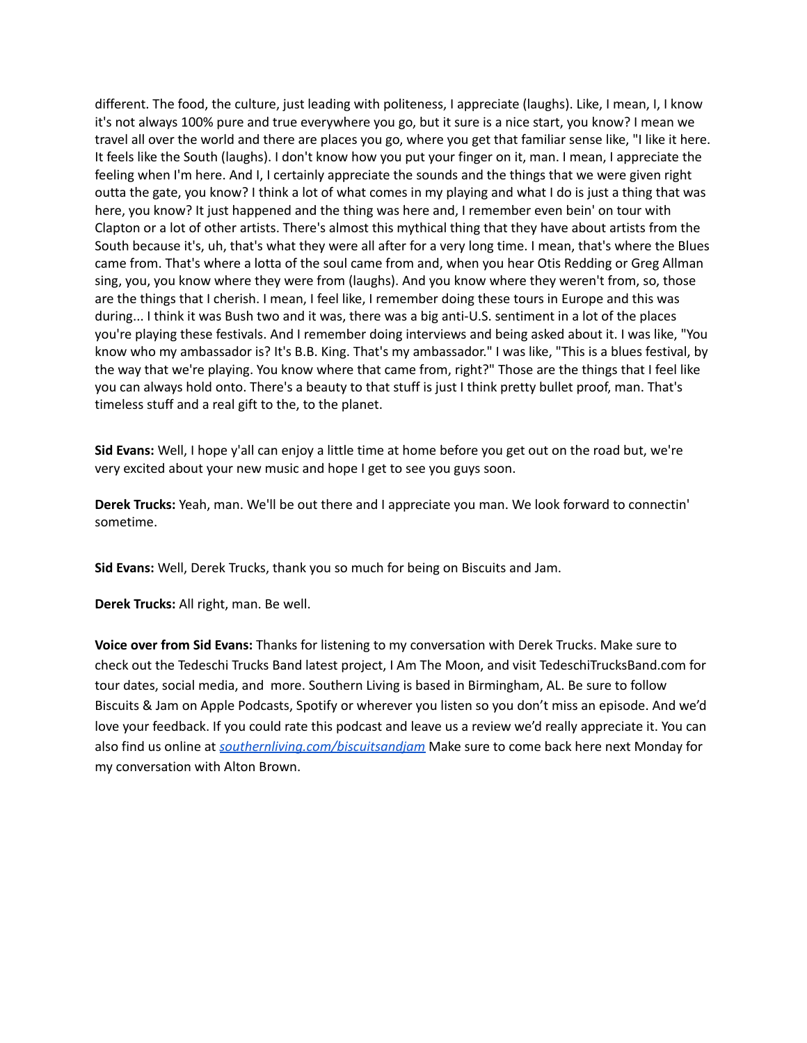different. The food, the culture, just leading with politeness, I appreciate (laughs). Like, I mean, I, I know it's not always 100% pure and true everywhere you go, but it sure is a nice start, you know? I mean we travel all over the world and there are places you go, where you get that familiar sense like, "I like it here. It feels like the South (laughs). I don't know how you put your finger on it, man. I mean, I appreciate the feeling when I'm here. And I, I certainly appreciate the sounds and the things that we were given right outta the gate, you know? I think a lot of what comes in my playing and what I do is just a thing that was here, you know? It just happened and the thing was here and, I remember even bein' on tour with Clapton or a lot of other artists. There's almost this mythical thing that they have about artists from the South because it's, uh, that's what they were all after for a very long time. I mean, that's where the Blues came from. That's where a lotta of the soul came from and, when you hear Otis Redding or Greg Allman sing, you, you know where they were from (laughs). And you know where they weren't from, so, those are the things that I cherish. I mean, I feel like, I remember doing these tours in Europe and this was during... I think it was Bush two and it was, there was a big anti-U.S. sentiment in a lot of the places you're playing these festivals. And I remember doing interviews and being asked about it. I was like, "You know who my ambassador is? It's B.B. King. That's my ambassador." I was like, "This is a blues festival, by the way that we're playing. You know where that came from, right?" Those are the things that I feel like you can always hold onto. There's a beauty to that stuff is just I think pretty bullet proof, man. That's timeless stuff and a real gift to the, to the planet.

**Sid Evans:** Well, I hope y'all can enjoy a little time at home before you get out on the road but, we're very excited about your new music and hope I get to see you guys soon.

**Derek Trucks:** Yeah, man. We'll be out there and I appreciate you man. We look forward to connectin' sometime.

**Sid Evans:** Well, Derek Trucks, thank you so much for being on Biscuits and Jam.

**Derek Trucks:** All right, man. Be well.

**Voice over from Sid Evans:** Thanks for listening to my conversation with Derek Trucks. Make sure to check out the Tedeschi Trucks Band latest project, I Am The Moon, and visit TedeschiTrucksBand.com for tour dates, social media, and more. Southern Living is based in Birmingham, AL. Be sure to follow Biscuits & Jam on Apple Podcasts, Spotify or wherever you listen so you don't miss an episode. And we'd love your feedback. If you could rate this podcast and leave us a review we'd really appreciate it. You can also find us online at *southernliving.com/biscuitsandjam* Make sure to come back here next Monday for my conversation with Alton Brown.